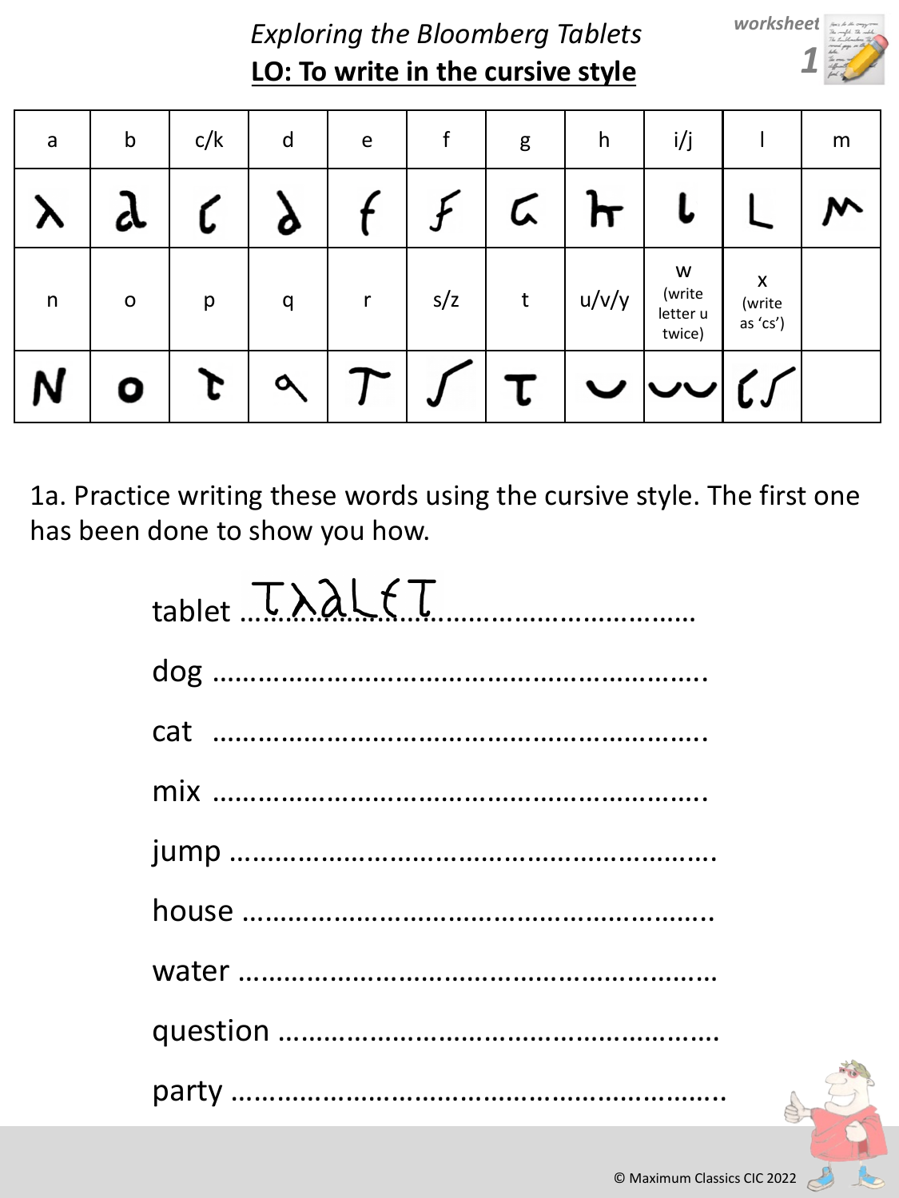*Exploring the Bloomberg Tablets*

**LO: To write in the cursive style**

*worksheet* **1**

| a | b | c/k | d | e | f | g | h | i/j | l | m |
|---|---|---|---|---|---|---|---|---|---|---|
| λ | ∂ | ꞇ | ♪ | ƒ | ƒ | ɢ | ħ | ɩ | L | ʍ |
| n | o | p | q | r | s/z | t | u/v/y | w (write letter u twice) | x (write as 'cs') | |
| N | o | ɽ | ɑ | T | ʃ | τ | ᴗ | ᴗᴗ | ꞇʃ | |

1a. Practice writing these words using the cursive style. The first one has been done to show you how.

tablet ..TλaLƒT..................................................

dog ..........................................................

cat ..........................................................

mix ..........................................................

jump ..........................................................

house ..........................................................

water ..........................................................

question ..........................................................

party ..........................................................

© Maximum Classics CIC 2022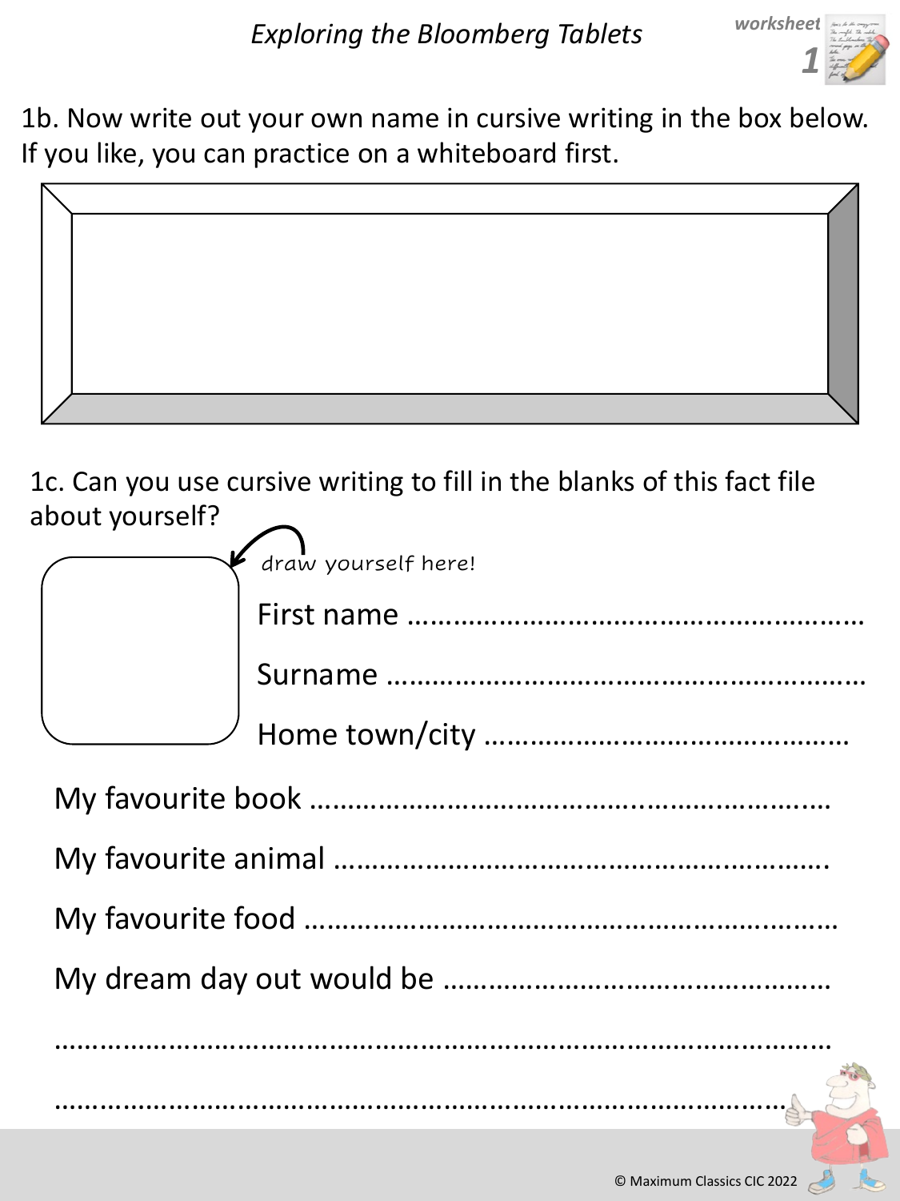*Exploring the Bloomberg Tablets*

worksheet 1

1b. Now write out your own name in cursive writing in the box below. If you like, you can practice on a whiteboard first.

1c. Can you use cursive writing to fill in the blanks of this fact file about yourself?

draw yourself here!

First name ……………………………………………………

Surname ………………………………………………………

Home town/city ………………………………………….

My favourite book ……………………………………………………………

My favourite animal ………………………………………………………..

My favourite food ……………………………………………………………

My dream day out would be …………………………………………..

……………………………………………………………………………………………

……………………………………………………………………………………………

© Maximum Classics CIC 2022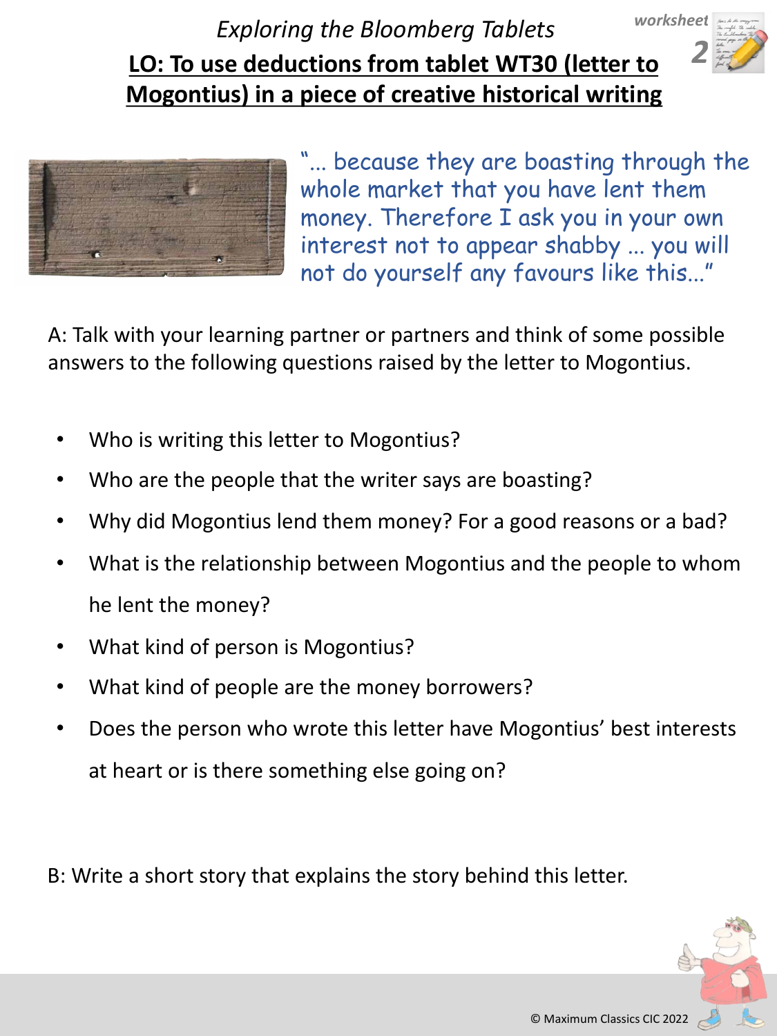*Exploring the Bloomberg Tablets*

worksheet 2

## LO: To use deductions from tablet WT30 (letter to Mogontius) in a piece of creative historical writing

"... because they are boasting through the whole market that you have lent them money. Therefore I ask you in your own interest not to appear shabby ... you will not do yourself any favours like this..."

A: Talk with your learning partner or partners and think of some possible answers to the following questions raised by the letter to Mogontius.

- Who is writing this letter to Mogontius?
- Who are the people that the writer says are boasting?
- Why did Mogontius lend them money? For a good reasons or a bad?
- What is the relationship between Mogontius and the people to whom he lent the money?
- What kind of person is Mogontius?
- What kind of people are the money borrowers?
- Does the person who wrote this letter have Mogontius' best interests at heart or is there something else going on?

B: Write a short story that explains the story behind this letter.

© Maximum Classics CIC 2022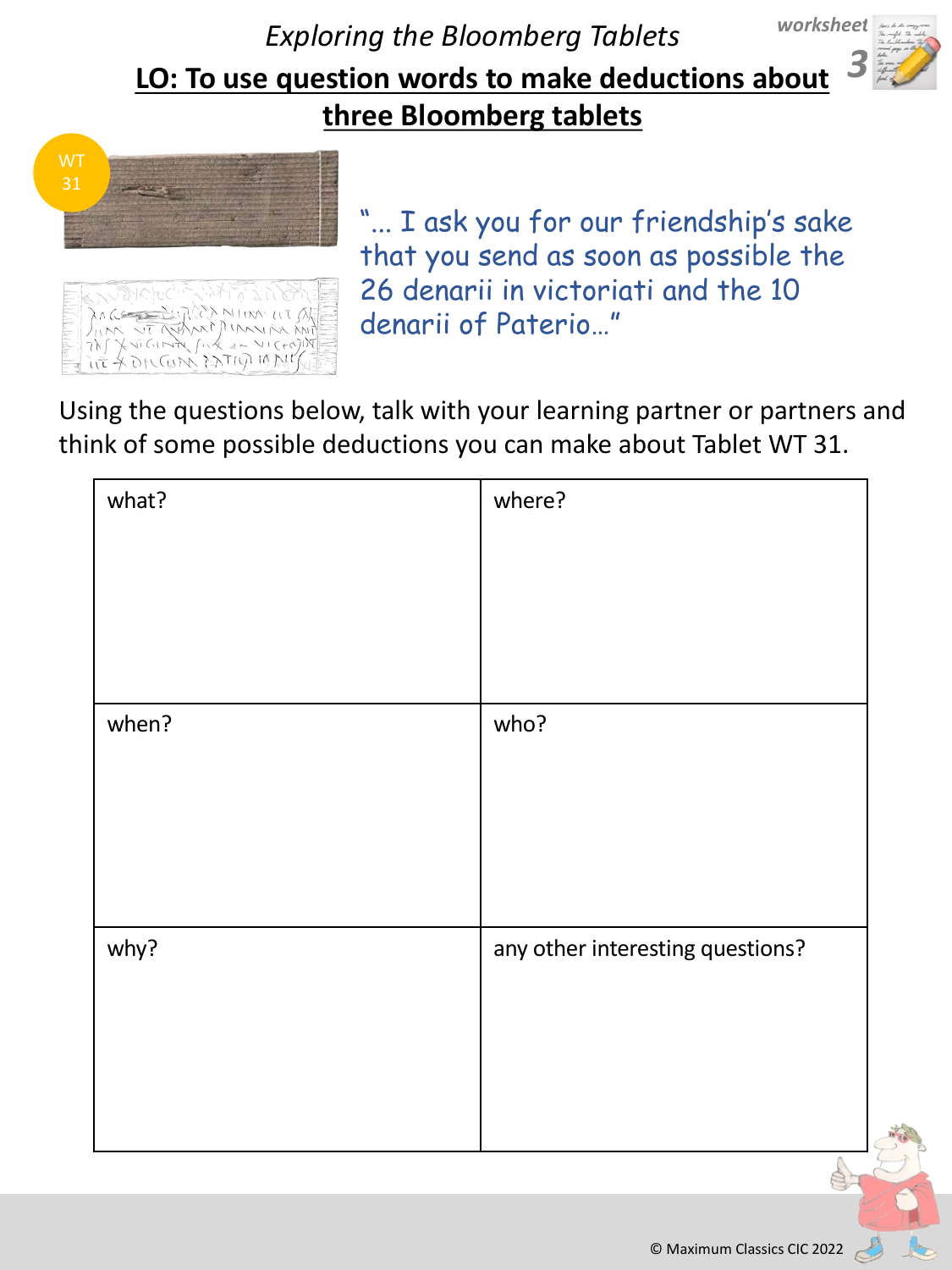*Exploring the Bloomberg Tablets*

worksheet 3

## LO: To use question words to make deductions about three Bloomberg tablets

WT 31

"... I ask you for our friendship's sake that you send as soon as possible the 26 denarii in victoriati and the 10 denarii of Paterio..."

Using the questions below, talk with your learning partner or partners and think of some possible deductions you can make about Tablet WT 31.

| what? | where? |
| --- | --- |
| | |
| **when?** | **who?** |
| | |
| **why?** | **any other interesting questions?** |
| | |

© Maximum Classics CIC 2022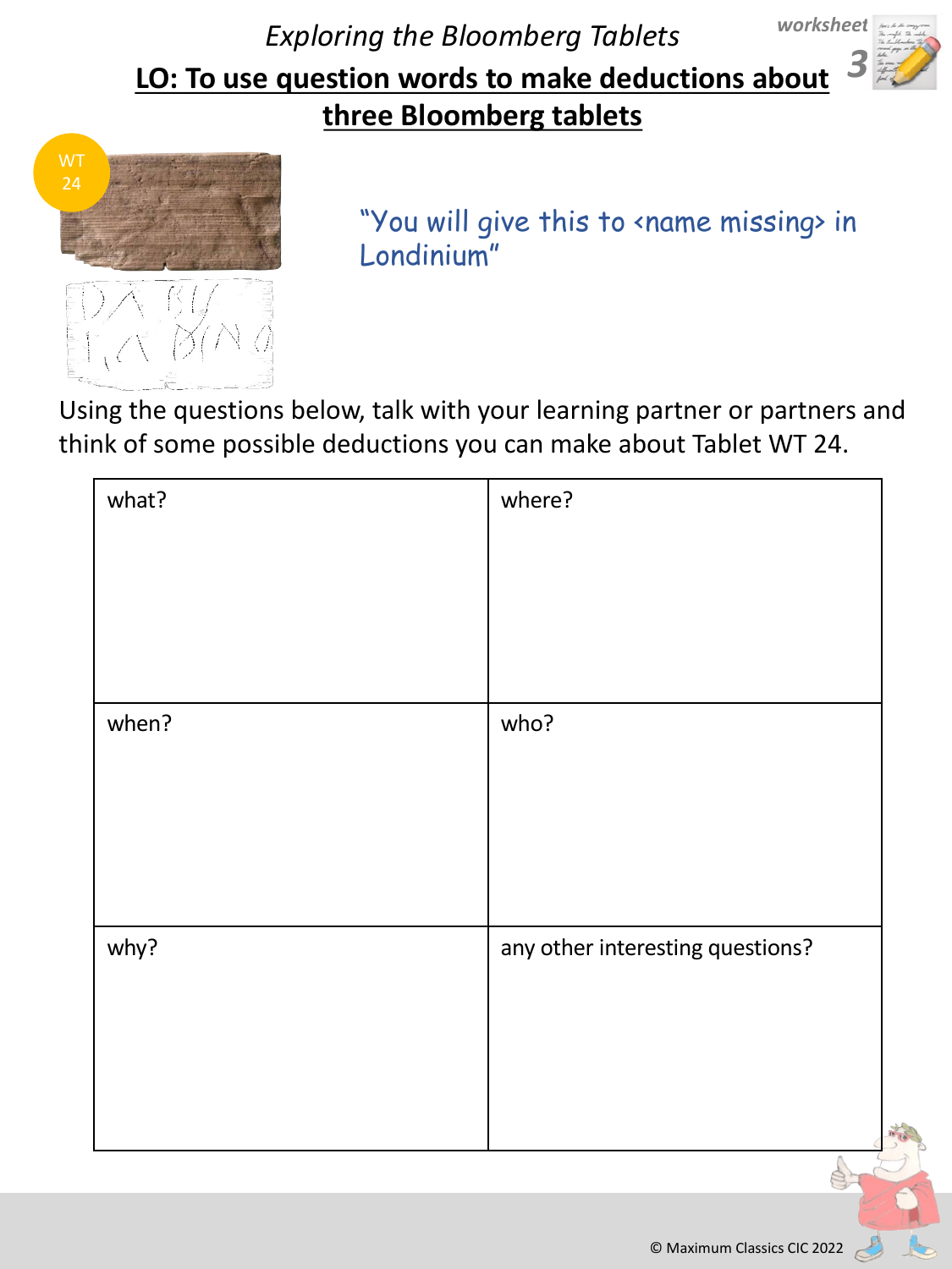*Exploring the Bloomberg Tablets*

***worksheet 3***

## LO: To use question words to make deductions about three Bloomberg tablets

WT 24

"You will give this to <name missing> in Londinium"

Using the questions below, talk with your learning partner or partners and think of some possible deductions you can make about Tablet WT 24.

| what? | where? |
| --- | --- |
| when? | who? |
| why? | any other interesting questions? |

© Maximum Classics CIC 2022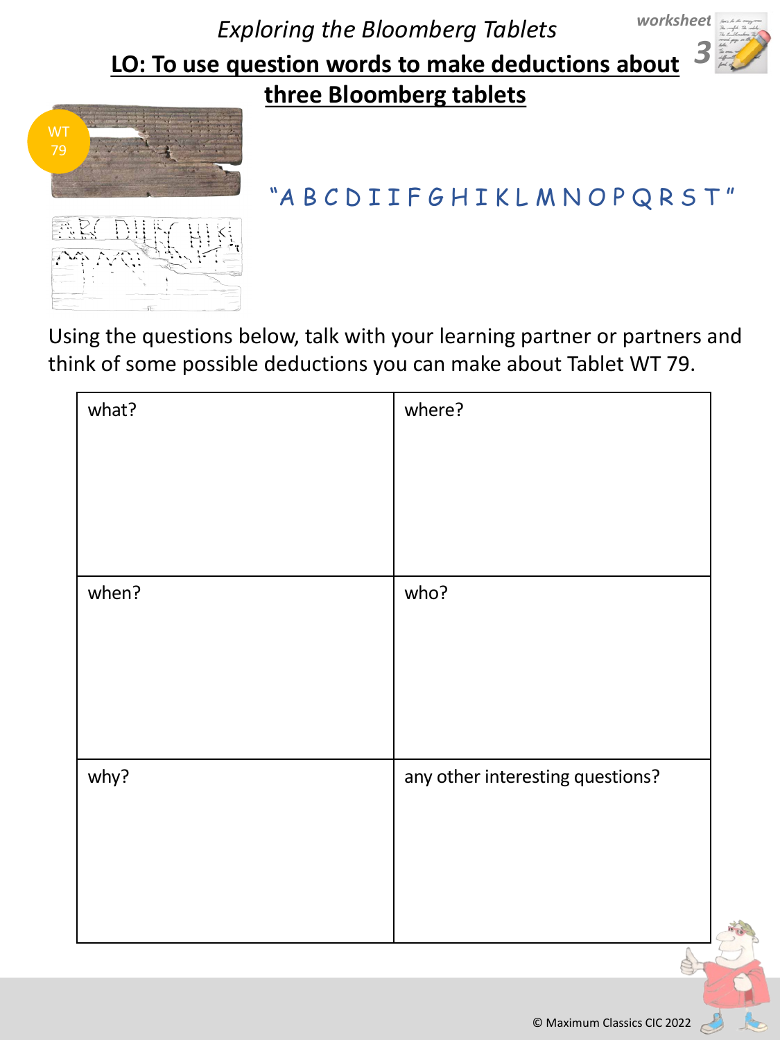*Exploring the Bloomberg Tablets*

worksheet 3

## LO: To use question words to make deductions about three Bloomberg tablets

WT 79

"A B C D I I F G H I K L M N O P Q R S T"

Using the questions below, talk with your learning partner or partners and think of some possible deductions you can make about Tablet WT 79.

| | |
|---|---|
| what? | where? |
| when? | who? |
| why? | any other interesting questions? |

© Maximum Classics CIC 2022